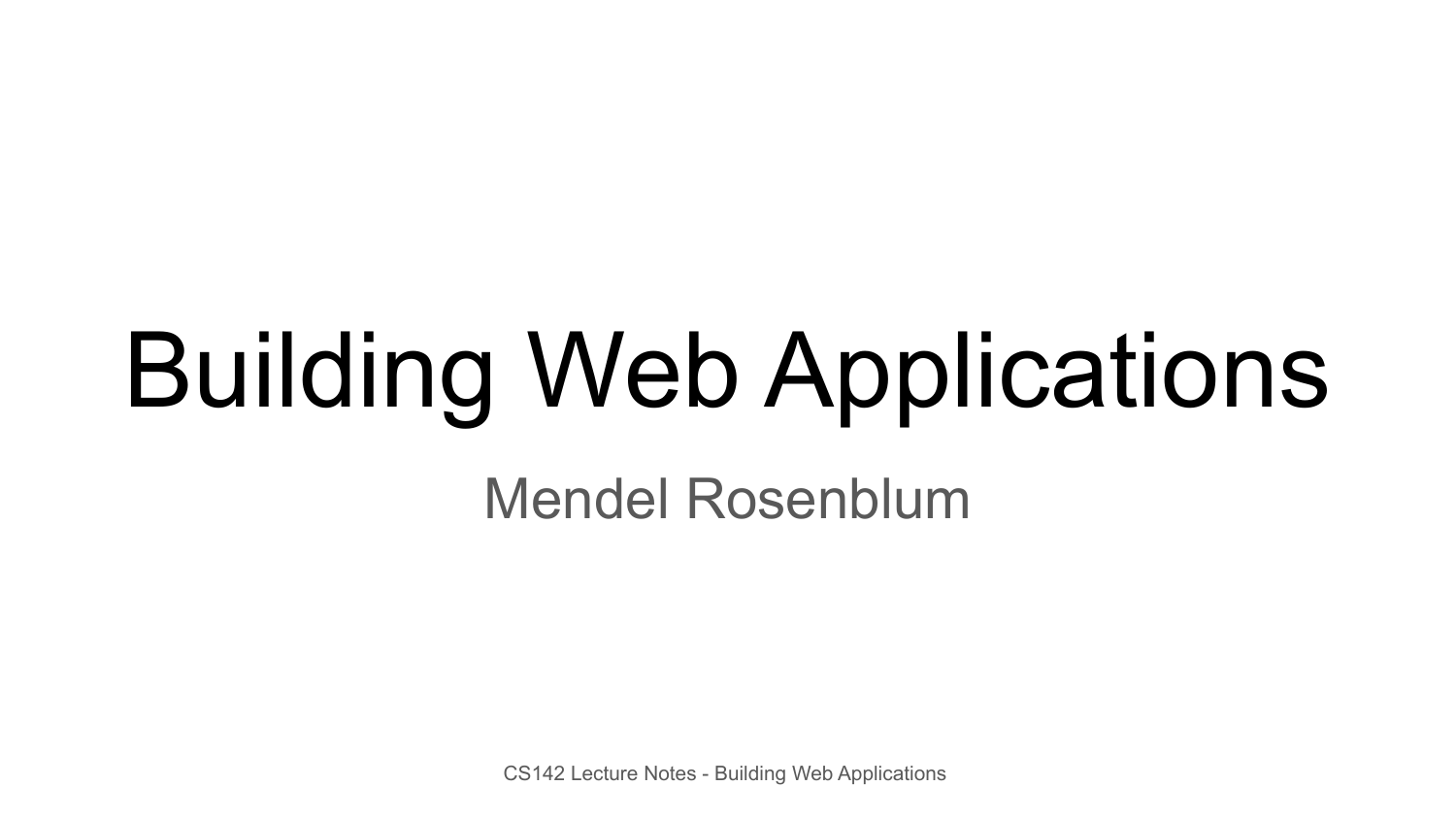# Building Web Applications

Mendel Rosenblum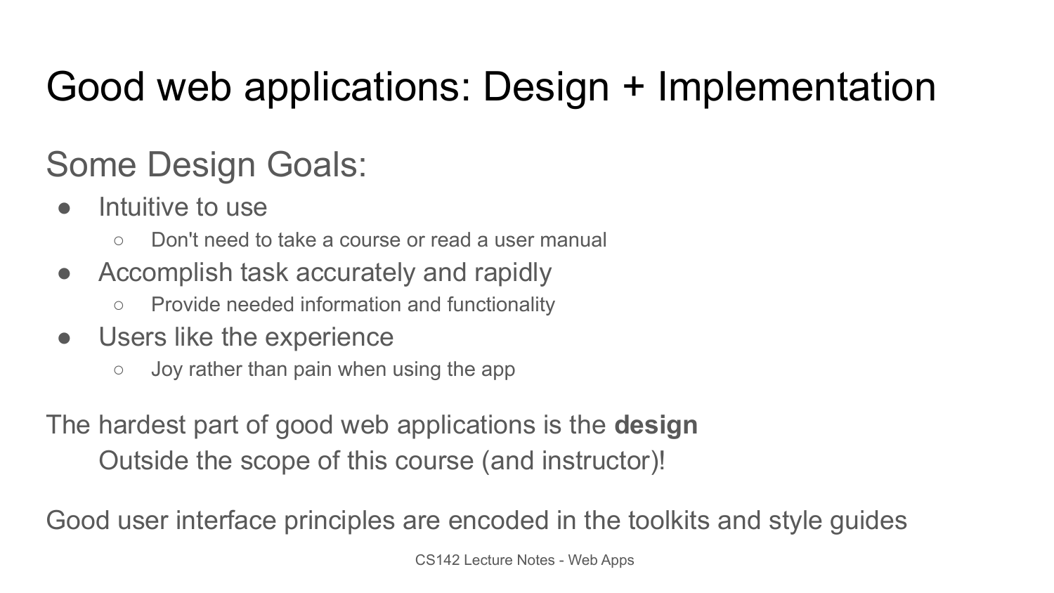# Good web applications: Design + Implementation

## Some Design Goals:

- Intuitive to use
  - Don't need to take a course or read a user manual
- Accomplish task accurately and rapidly
  - Provide needed information and functionality
- Users like the experience
  - Joy rather than pain when using the app

The hardest part of good web applications is the **design**
Outside the scope of this course (and instructor)!

Good user interface principles are encoded in the toolkits and style guides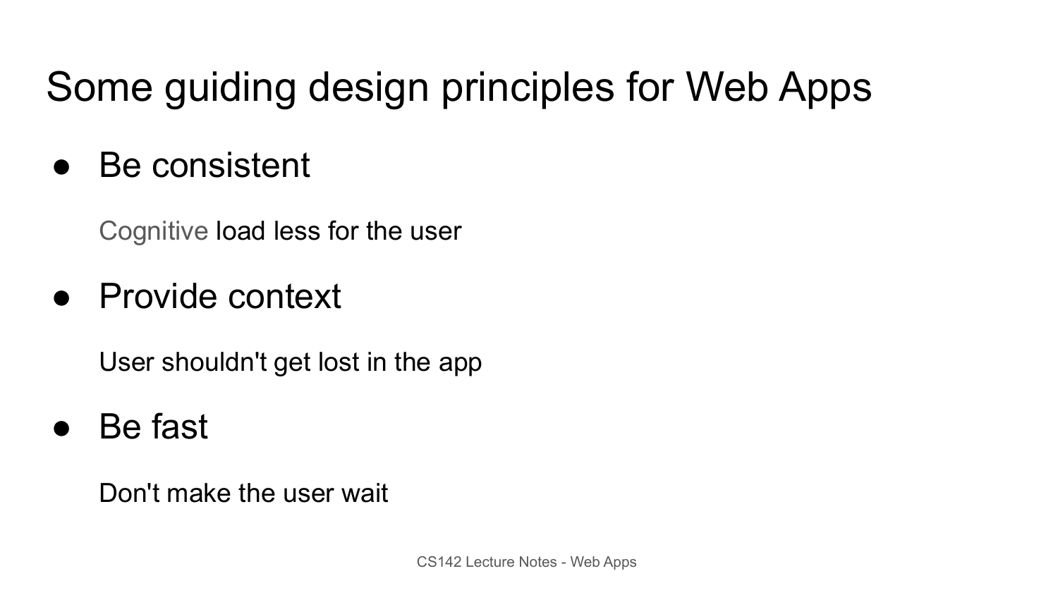# Some guiding design principles for Web Apps

- Be consistent

  Cognitive load less for the user

- Provide context

  User shouldn't get lost in the app

- Be fast

  Don't make the user wait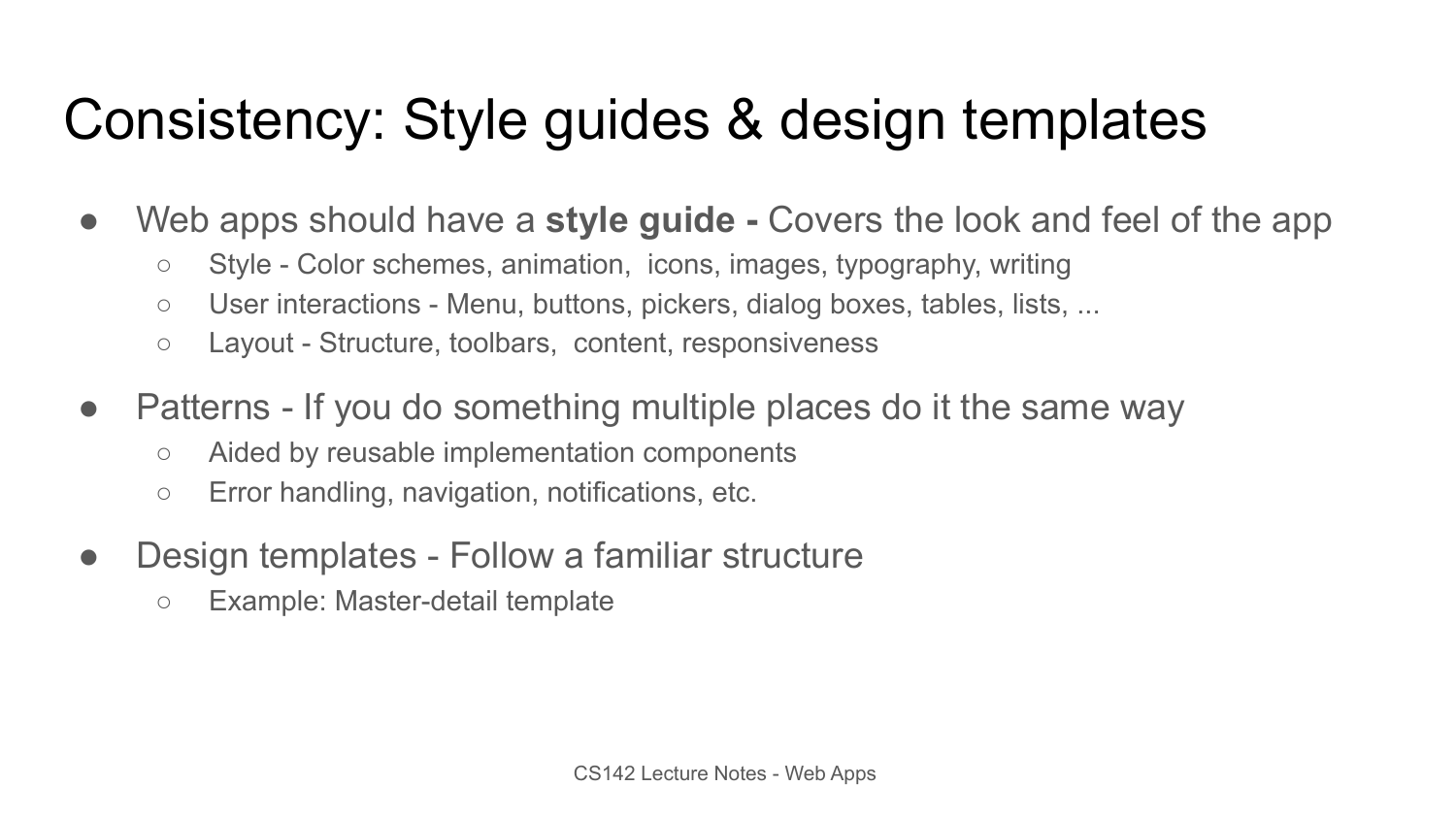# Consistency: Style guides & design templates

- Web apps should have a **style guide -** Covers the look and feel of the app
  - Style - Color schemes, animation, icons, images, typography, writing
  - User interactions - Menu, buttons, pickers, dialog boxes, tables, lists, ...
  - Layout - Structure, toolbars, content, responsiveness
- Patterns - If you do something multiple places do it the same way
  - Aided by reusable implementation components
  - Error handling, navigation, notifications, etc.
- Design templates - Follow a familiar structure
  - Example: Master-detail template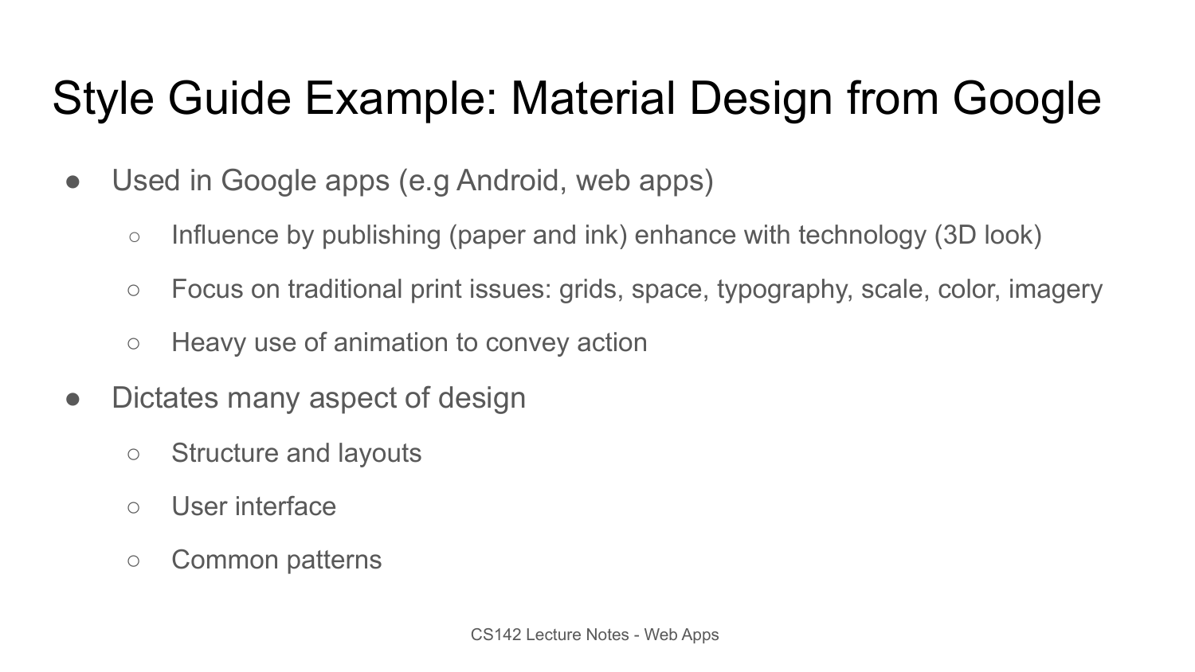# Style Guide Example: Material Design from Google

- Used in Google apps (e.g Android, web apps)
  - Influence by publishing (paper and ink) enhance with technology (3D look)
  - Focus on traditional print issues: grids, space, typography, scale, color, imagery
  - Heavy use of animation to convey action
- Dictates many aspect of design
  - Structure and layouts
  - User interface
  - Common patterns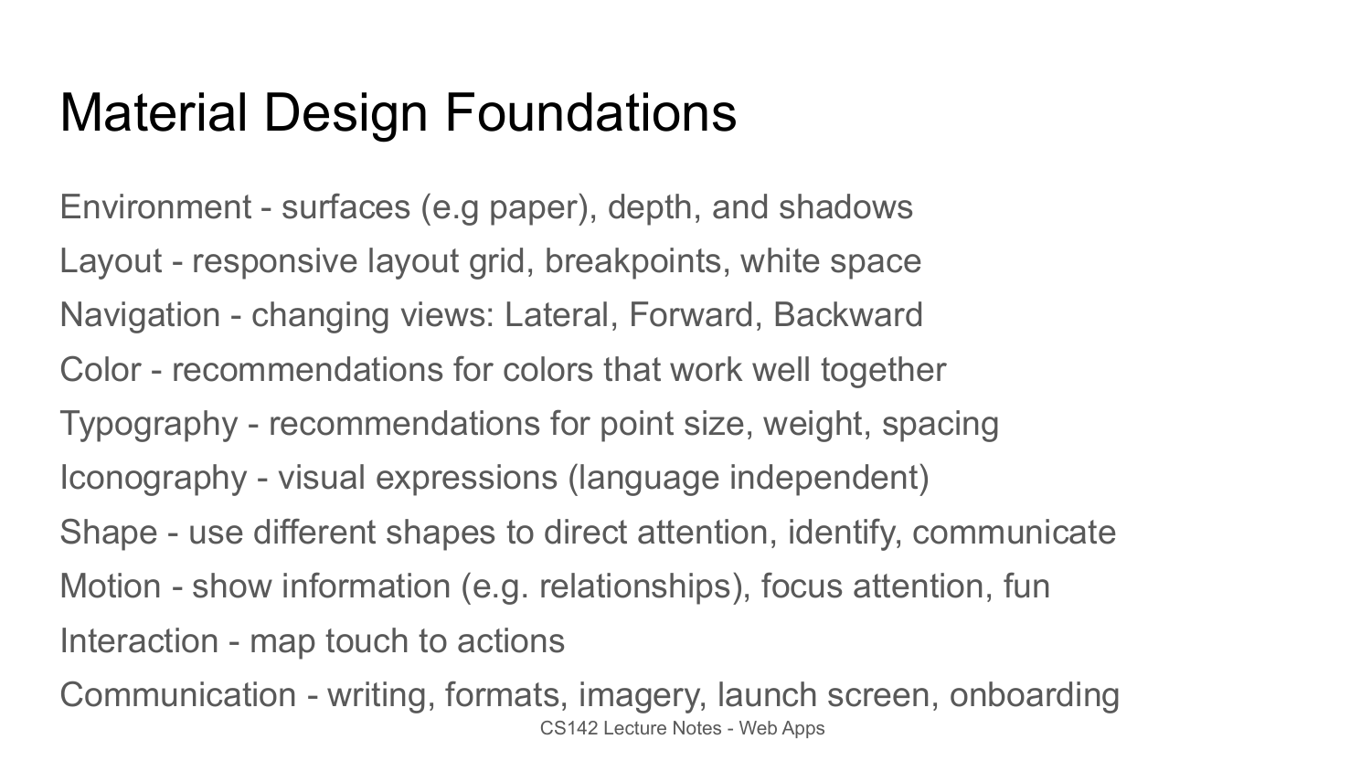# Material Design Foundations

Environment - surfaces (e.g paper), depth, and shadows

Layout - responsive layout grid, breakpoints, white space

Navigation - changing views: Lateral, Forward, Backward

Color - recommendations for colors that work well together

Typography - recommendations for point size, weight, spacing

Iconography - visual expressions (language independent)

Shape - use different shapes to direct attention, identify, communicate

Motion - show information (e.g. relationships), focus attention, fun

Interaction - map touch to actions

Communication - writing, formats, imagery, launch screen, onboarding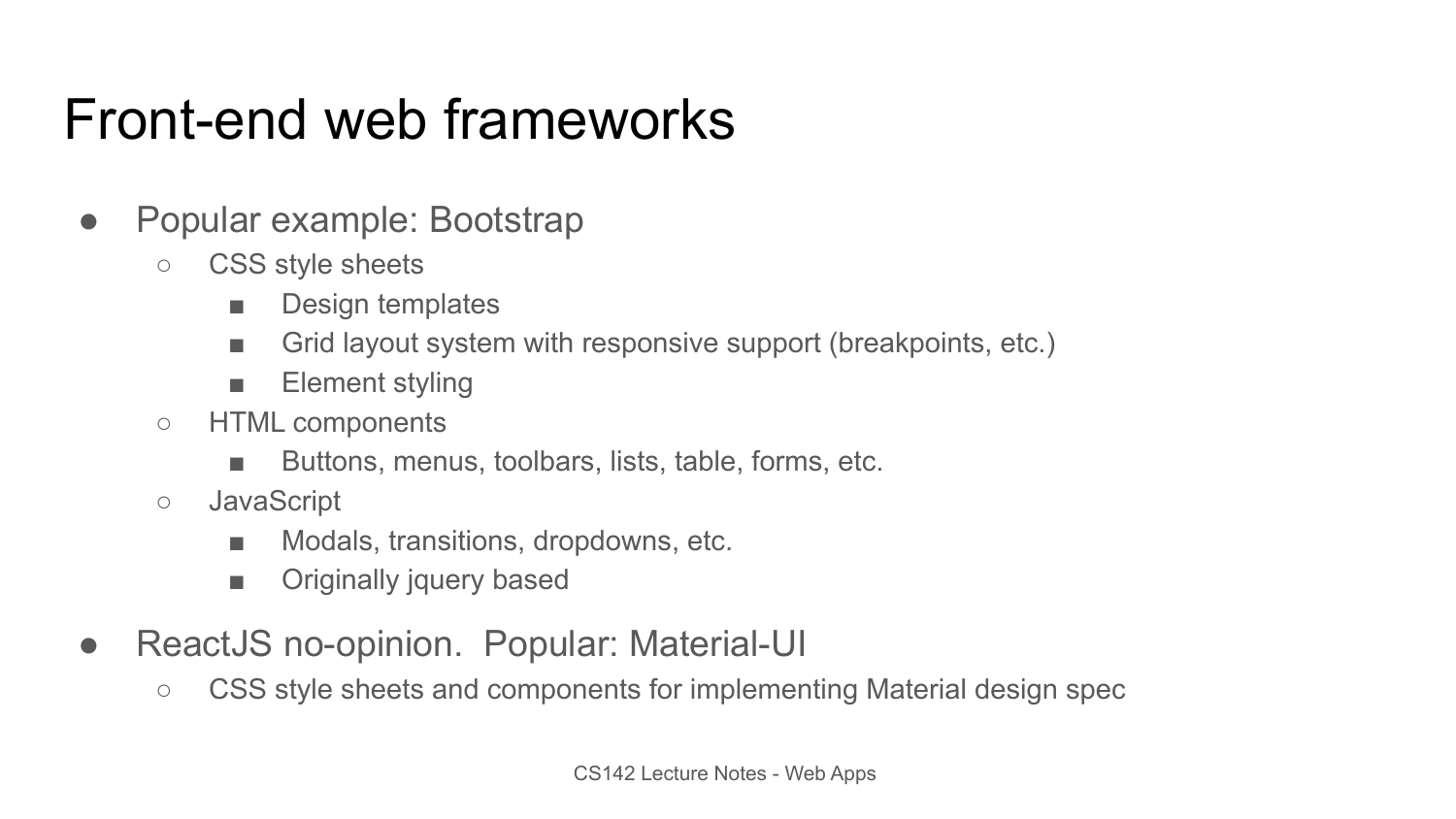# Front-end web frameworks

- Popular example: Bootstrap
  - CSS style sheets
    - Design templates
    - Grid layout system with responsive support (breakpoints, etc.)
    - Element styling
  - HTML components
    - Buttons, menus, toolbars, lists, table, forms, etc.
  - JavaScript
    - Modals, transitions, dropdowns, etc.
    - Originally jquery based
- ReactJS no-opinion.  Popular: Material-UI
  - CSS style sheets and components for implementing Material design spec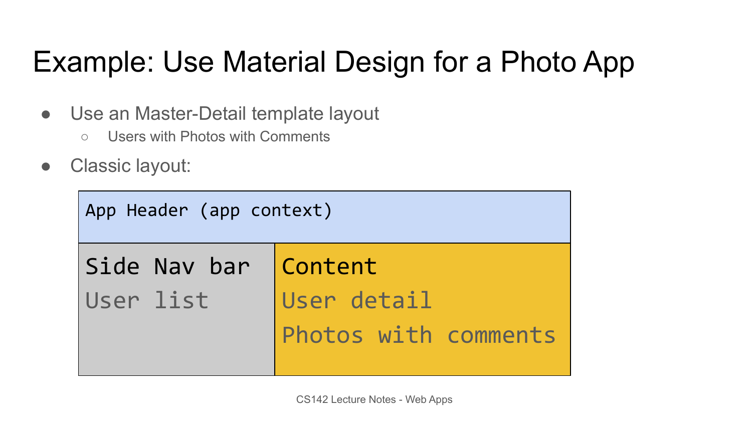# Example: Use Material Design for a Photo App

- Use an Master-Detail template layout
  - Users with Photos with Comments
- Classic layout:

| App Header (app context) | |
|---|---|
| **Side Nav bar**<br>User list | **Content**<br>User detail<br>Photos with comments |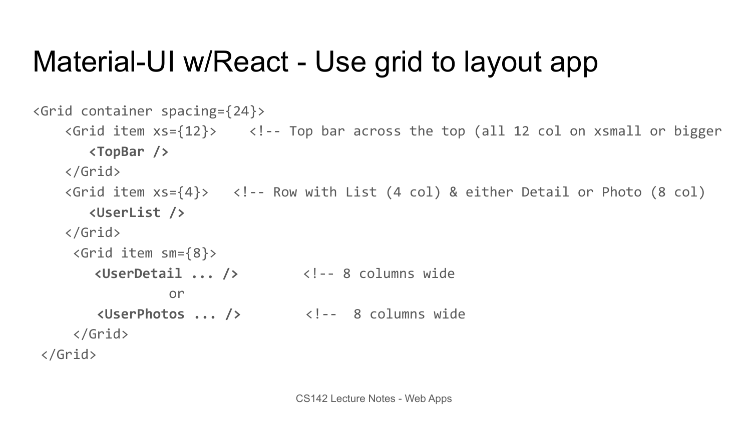# Material-UI w/React - Use grid to layout app

```
<Grid container spacing={24}>
    <Grid item xs={12}>    <!-- Top bar across the top (all 12 col on xsmall or bigger
       <TopBar />
    </Grid>
    <Grid item xs={4}>   <!-- Row with List (4 col) & either Detail or Photo (8 col)
       <UserList />
    </Grid>
     <Grid item sm={8}>
        <UserDetail ... />        <!-- 8 columns wide
                  or
        <UserPhotos ... />        <!--  8 columns wide
     </Grid>
 </Grid>
```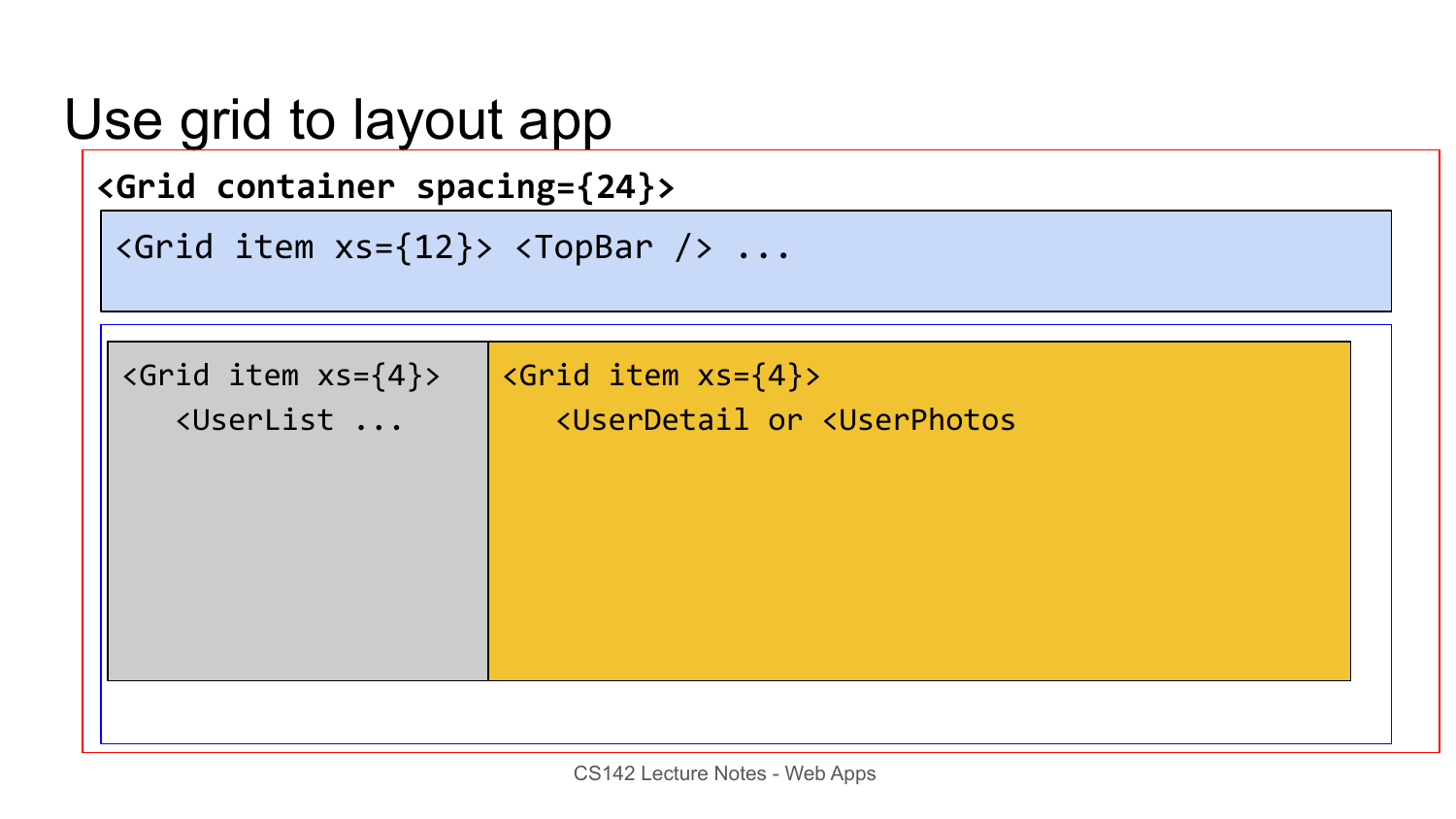# Use grid to layout app

**<Grid container spacing={24}>**

```
<Grid item xs={12}> <TopBar /> ...
```

```
<Grid item xs={4}>
   <UserList ...
```

```
<Grid item xs={4}>
   <UserDetail or <UserPhotos
```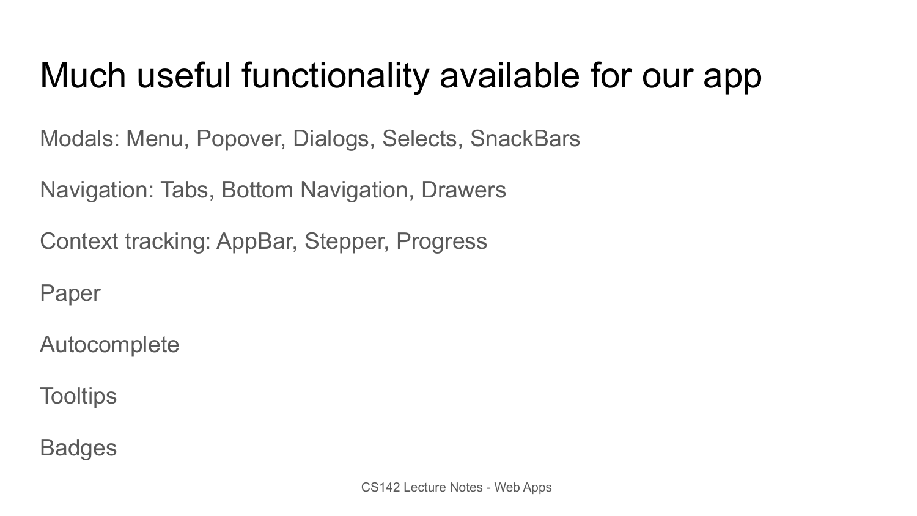# Much useful functionality available for our app

Modals: Menu, Popover, Dialogs, Selects, SnackBars

Navigation: Tabs, Bottom Navigation, Drawers

Context tracking: AppBar, Stepper, Progress

Paper

Autocomplete

Tooltips

Badges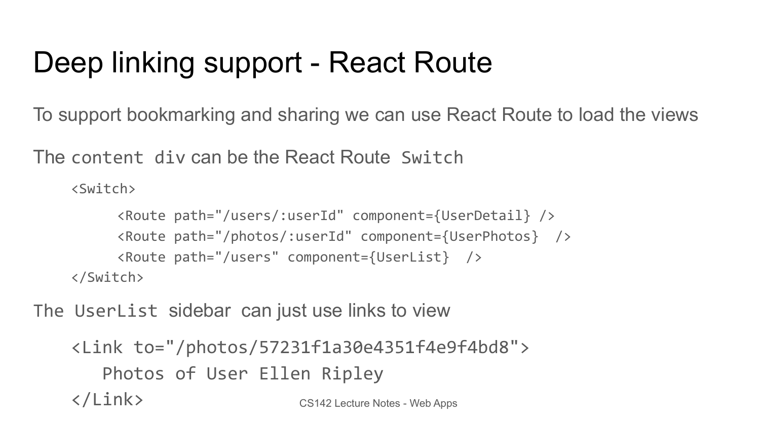# Deep linking support - React Route

To support bookmarking and sharing we can use React Route to load the views

The `content div` can be the React Route `Switch`

```
<Switch>
     <Route path="/users/:userId" component={UserDetail} />
     <Route path="/photos/:userId" component={UserPhotos}  />
     <Route path="/users" component={UserList}  />
</Switch>
```

`The UserList` sidebar can just use links to view

```
<Link to="/photos/57231f1a30e4351f4e9f4bd8">
   Photos of User Ellen Ripley
</Link>
```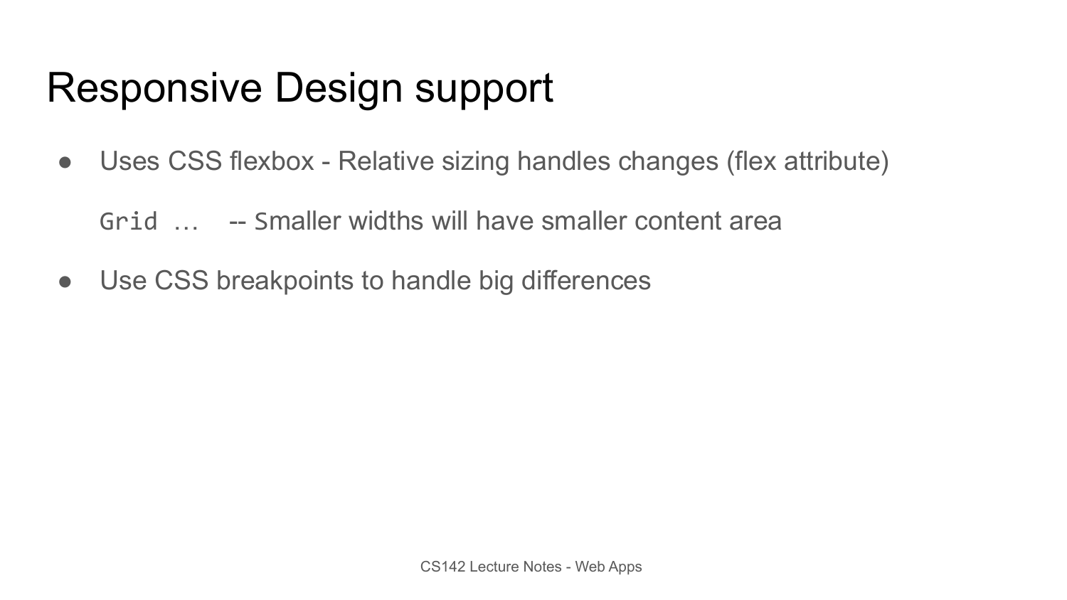# Responsive Design support

- Uses CSS flexbox - Relative sizing handles changes (flex attribute)

  `Grid …`   -- Smaller widths will have smaller content area

- Use CSS breakpoints to handle big differences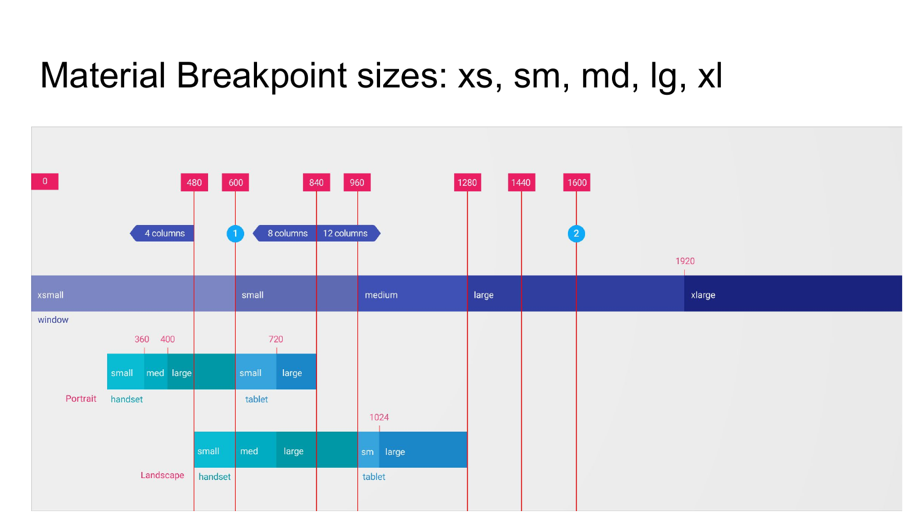# Material Breakpoint sizes: xs, sm, md, lg, xl

0

480

600

840

960

1280

1440

1600

4 columns

1

8 columns

12 columns

2

1920

xsmall

small

medium

large

xlarge

window

360

400

720

small

med

large

small

large

Portrait

handset

tablet

1024

small

med

large

sm

large

Landscape

handset

tablet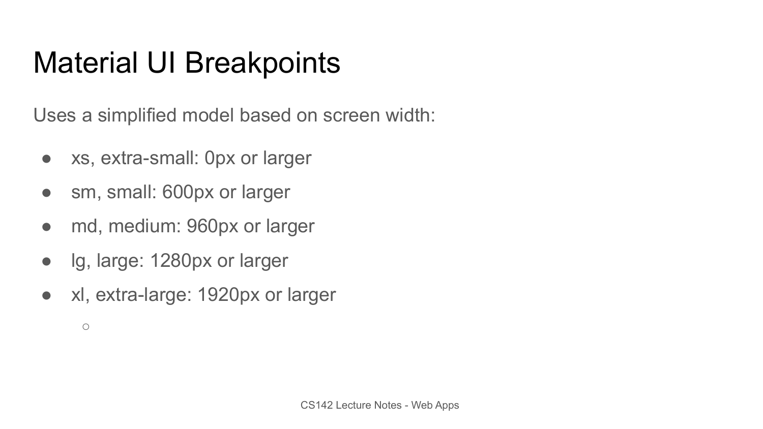# Material UI Breakpoints

Uses a simplified model based on screen width:

- xs, extra-small: 0px or larger
- sm, small: 600px or larger
- md, medium: 960px or larger
- lg, large: 1280px or larger
- xl, extra-large: 1920px or larger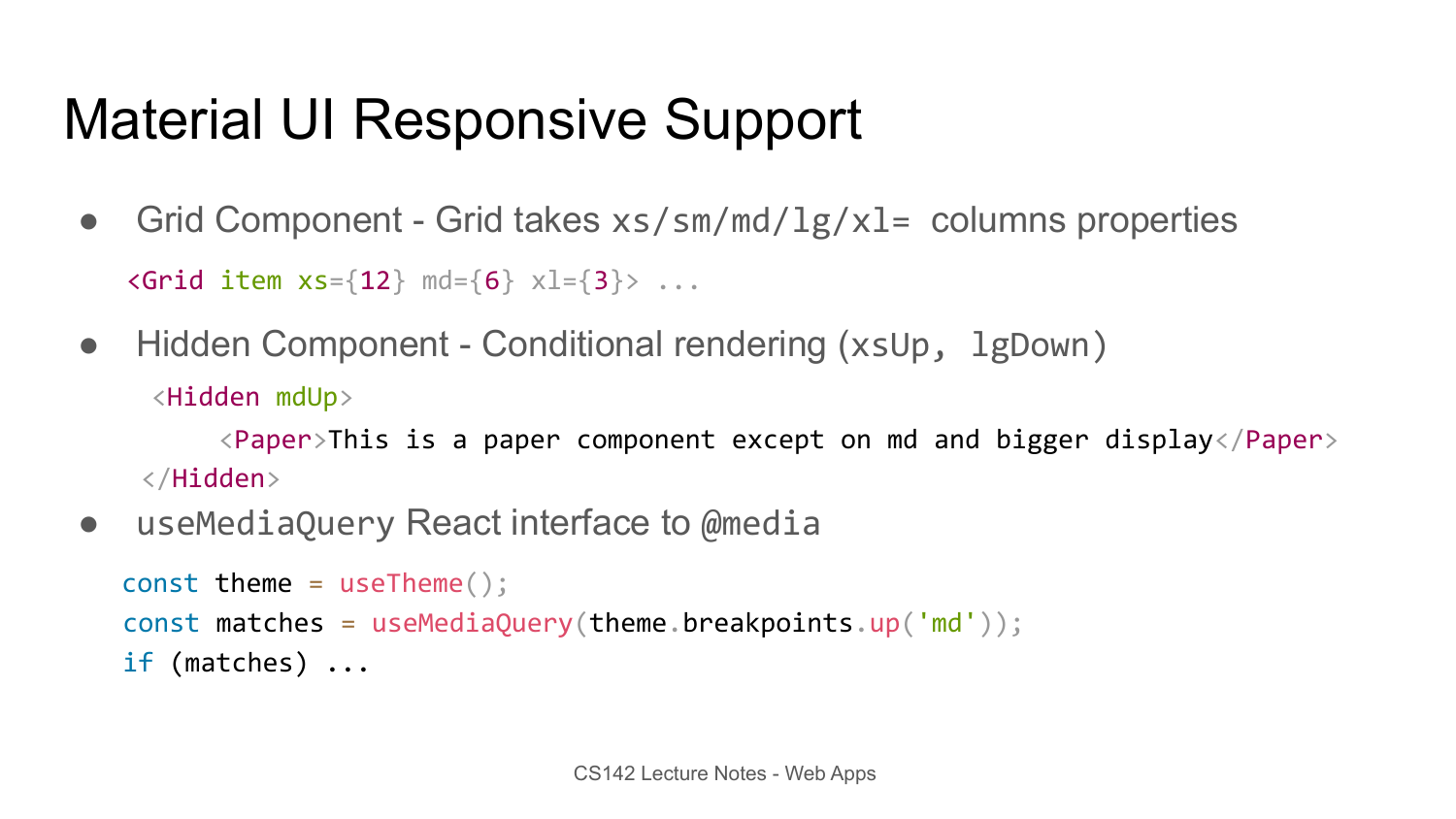# Material UI Responsive Support

- Grid Component - Grid takes `xs/sm/md/lg/xl=` columns properties

```
<Grid item xs={12} md={6} xl={3}> ...
```

- Hidden Component - Conditional rendering (`xsUp, lgDown`)

```
<Hidden mdUp>
    <Paper>This is a paper component except on md and bigger display</Paper>
</Hidden>
```

- `useMediaQuery` React interface to `@media`

```
const theme = useTheme();
const matches = useMediaQuery(theme.breakpoints.up('md'));
if (matches) ...
```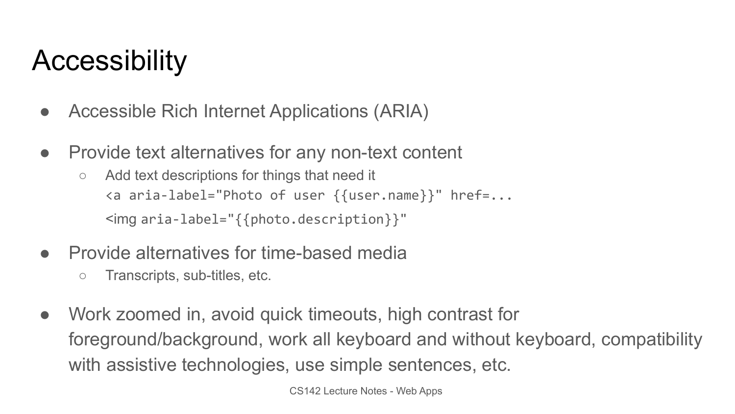# Accessibility

- Accessible Rich Internet Applications (ARIA)
- Provide text alternatives for any non-text content
  - Add text descriptions for things that need it
    ```
    <a aria-label="Photo of user {{user.name}}" href=...
    <img aria-label="{{photo.description}}"
    ```
- Provide alternatives for time-based media
  - Transcripts, sub-titles, etc.
- Work zoomed in, avoid quick timeouts, high contrast for foreground/background, work all keyboard and without keyboard, compatibility with assistive technologies, use simple sentences, etc.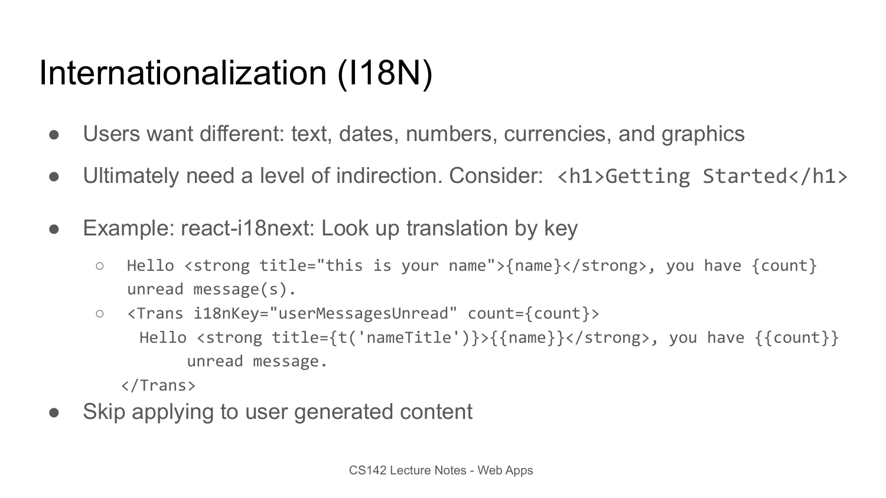# Internationalization (I18N)

- Users want different: text, dates, numbers, currencies, and graphics
- Ultimately need a level of indirection. Consider: `<h1>Getting Started</h1>`
- Example: react-i18next: Look up translation by key
  - `Hello <strong title="this is your name">{name}</strong>, you have {count} unread message(s).`
  - 
    ```
    <Trans i18nKey="userMessagesUnread" count={count}>
      Hello <strong title={t('nameTitle')}>{{name}}</strong>, you have {{count}}
          unread message.
    </Trans>
    ```
- Skip applying to user generated content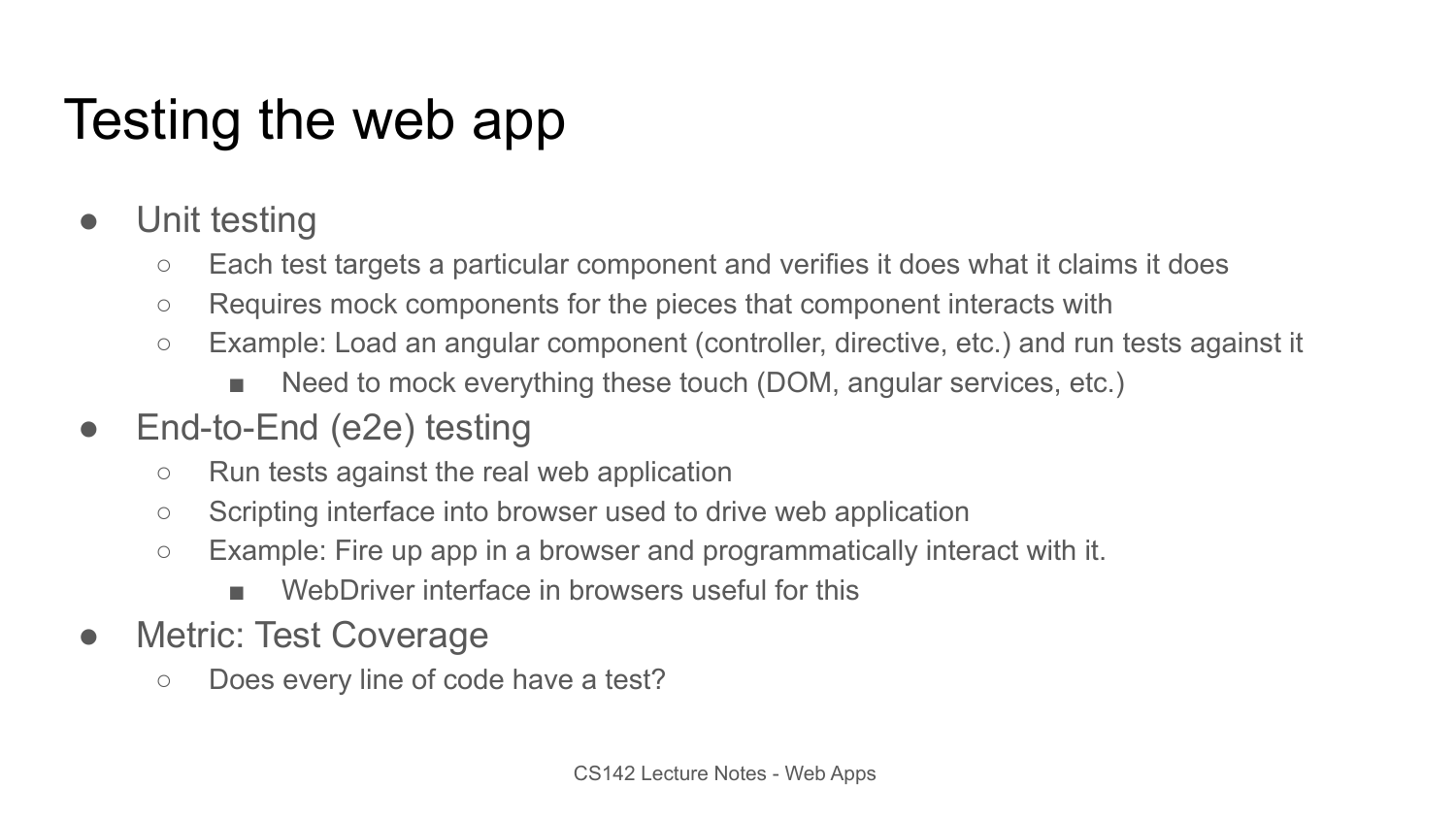# Testing the web app

- Unit testing
  - Each test targets a particular component and verifies it does what it claims it does
  - Requires mock components for the pieces that component interacts with
  - Example: Load an angular component (controller, directive, etc.) and run tests against it
    - Need to mock everything these touch (DOM, angular services, etc.)
- End-to-End (e2e) testing
  - Run tests against the real web application
  - Scripting interface into browser used to drive web application
  - Example: Fire up app in a browser and programmatically interact with it.
    - WebDriver interface in browsers useful for this
- Metric: Test Coverage
  - Does every line of code have a test?